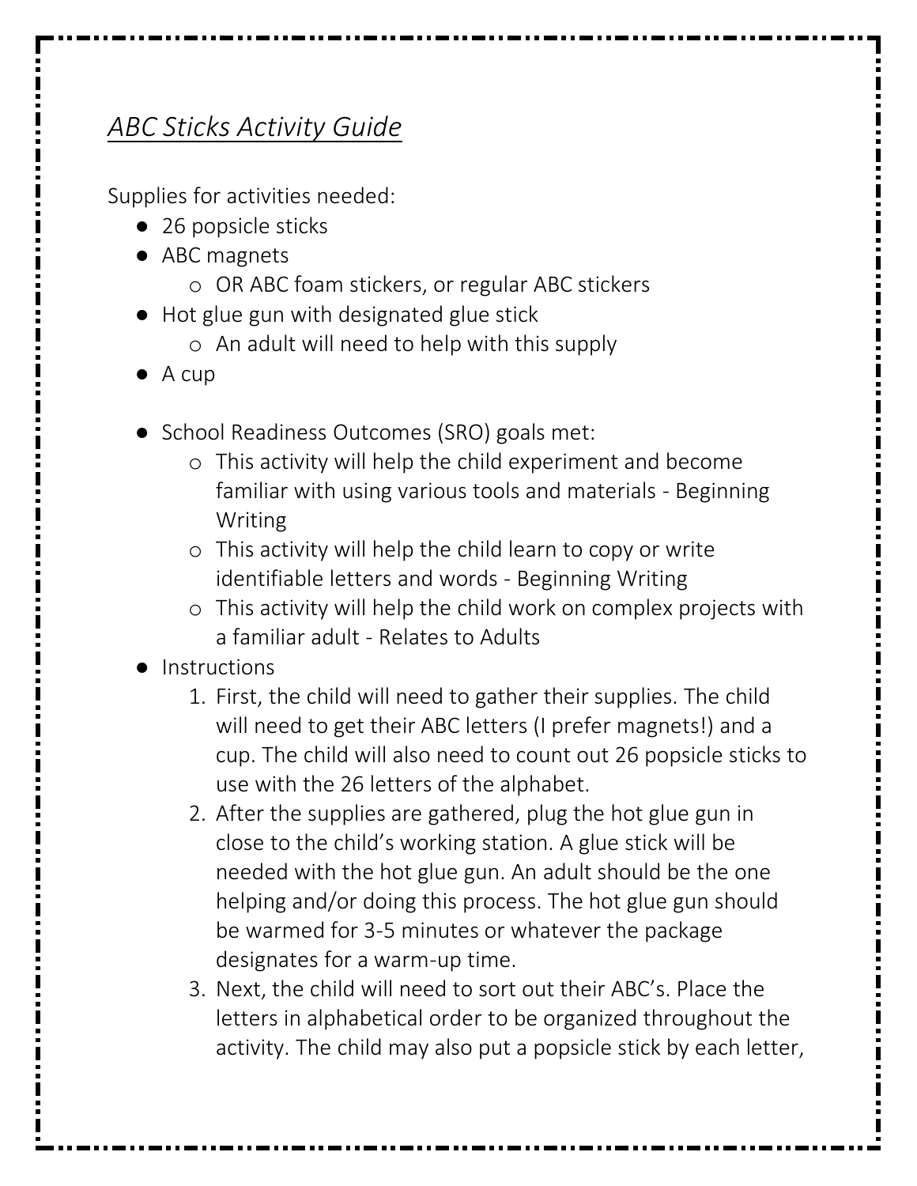# *ABC Sticks Activity Guide*

Supplies for activities needed:

- 26 popsicle sticks
- ABC magnets
  - OR ABC foam stickers, or regular ABC stickers
- Hot glue gun with designated glue stick
  - An adult will need to help with this supply
- A cup

- School Readiness Outcomes (SRO) goals met:
  - This activity will help the child experiment and become familiar with using various tools and materials - Beginning Writing
  - This activity will help the child learn to copy or write identifiable letters and words - Beginning Writing
  - This activity will help the child work on complex projects with a familiar adult - Relates to Adults
- Instructions
  1. First, the child will need to gather their supplies. The child will need to get their ABC letters (I prefer magnets!) and a cup. The child will also need to count out 26 popsicle sticks to use with the 26 letters of the alphabet.
  2. After the supplies are gathered, plug the hot glue gun in close to the child's working station. A glue stick will be needed with the hot glue gun. An adult should be the one helping and/or doing this process. The hot glue gun should be warmed for 3-5 minutes or whatever the package designates for a warm-up time.
  3. Next, the child will need to sort out their ABC's. Place the letters in alphabetical order to be organized throughout the activity. The child may also put a popsicle stick by each letter,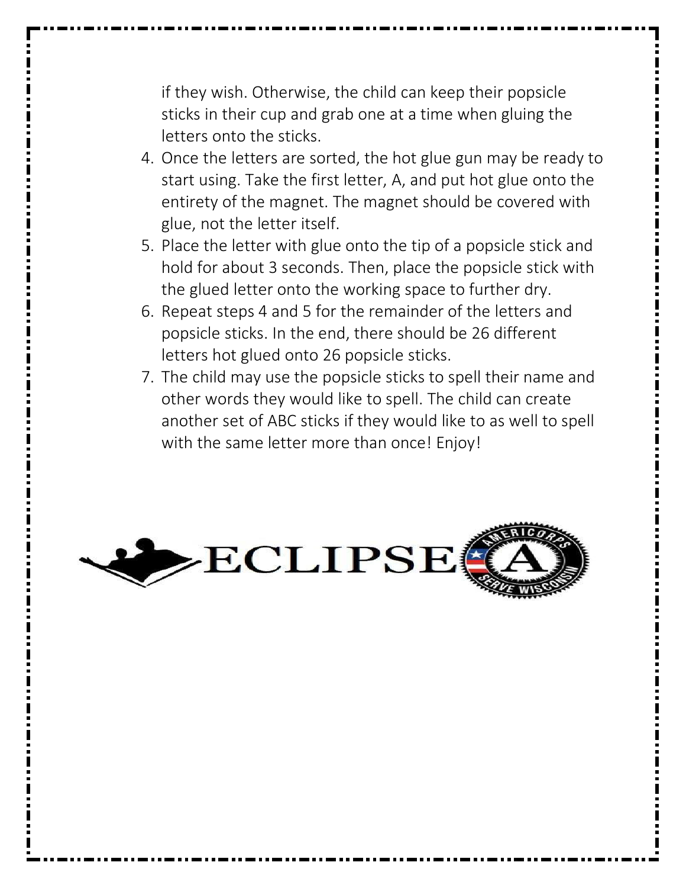if they wish. Otherwise, the child can keep their popsicle sticks in their cup and grab one at a time when gluing the letters onto the sticks.

4. Once the letters are sorted, the hot glue gun may be ready to start using. Take the first letter, A, and put hot glue onto the entirety of the magnet. The magnet should be covered with glue, not the letter itself.
5. Place the letter with glue onto the tip of a popsicle stick and hold for about 3 seconds. Then, place the popsicle stick with the glued letter onto the working space to further dry.
6. Repeat steps 4 and 5 for the remainder of the letters and popsicle sticks. In the end, there should be 26 different letters hot glued onto 26 popsicle sticks.
7. The child may use the popsicle sticks to spell their name and other words they would like to spell. The child can create another set of ABC sticks if they would like to as well to spell with the same letter more than once! Enjoy!

ECLIPSE

AMERICORPS SERVE WISCONSIN